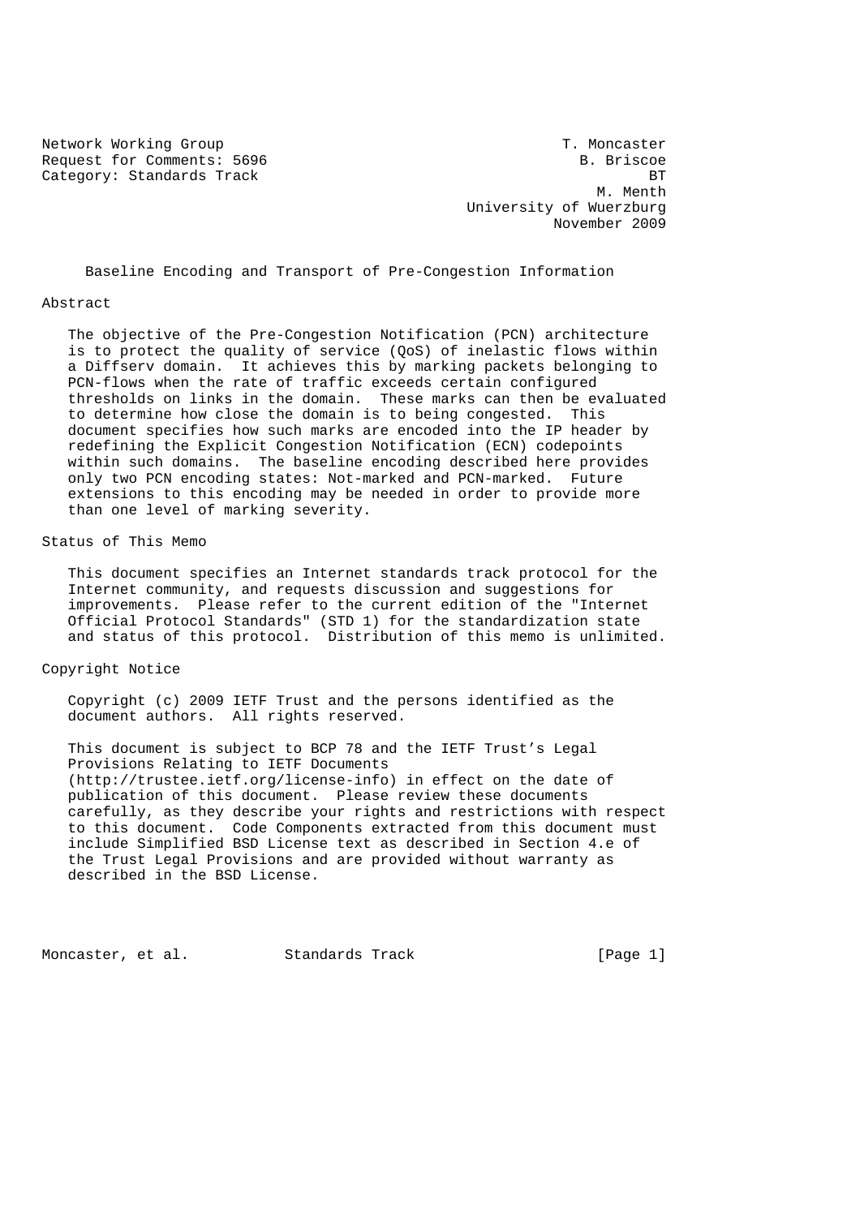Network Working Group T. Moncaster
Request for Comments: 5696 B. Briscoe
Category: Standards Track BT
M. Menth
University of Wuerzburg
November 2009

# Baseline Encoding and Transport of Pre-Congestion Information

## Abstract

The objective of the Pre-Congestion Notification (PCN) architecture is to protect the quality of service (QoS) of inelastic flows within a Diffserv domain. It achieves this by marking packets belonging to PCN-flows when the rate of traffic exceeds certain configured thresholds on links in the domain. These marks can then be evaluated to determine how close the domain is to being congested. This document specifies how such marks are encoded into the IP header by redefining the Explicit Congestion Notification (ECN) codepoints within such domains. The baseline encoding described here provides only two PCN encoding states: Not-marked and PCN-marked. Future extensions to this encoding may be needed in order to provide more than one level of marking severity.

## Status of This Memo

This document specifies an Internet standards track protocol for the Internet community, and requests discussion and suggestions for improvements. Please refer to the current edition of the "Internet Official Protocol Standards" (STD 1) for the standardization state and status of this protocol. Distribution of this memo is unlimited.

## Copyright Notice

Copyright (c) 2009 IETF Trust and the persons identified as the document authors. All rights reserved.

This document is subject to BCP 78 and the IETF Trust's Legal Provisions Relating to IETF Documents (http://trustee.ietf.org/license-info) in effect on the date of publication of this document. Please review these documents carefully, as they describe your rights and restrictions with respect to this document. Code Components extracted from this document must include Simplified BSD License text as described in Section 4.e of the Trust Legal Provisions and are provided without warranty as described in the BSD License.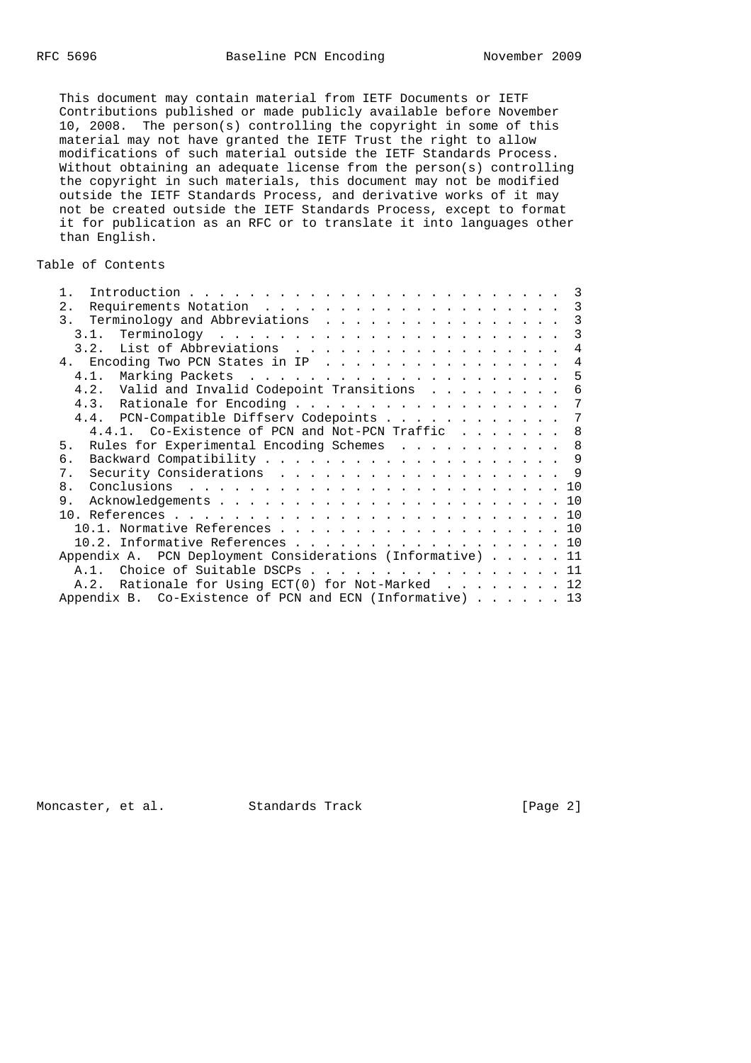This document may contain material from IETF Documents or IETF Contributions published or made publicly available before November 10, 2008. The person(s) controlling the copyright in some of this material may not have granted the IETF Trust the right to allow modifications of such material outside the IETF Standards Process. Without obtaining an adequate license from the person(s) controlling the copyright in such materials, this document may not be modified outside the IETF Standards Process, and derivative works of it may not be created outside the IETF Standards Process, except to format it for publication as an RFC or to translate it into languages other than English.

## Table of Contents

```
   1.  Introduction . . . . . . . . . . . . . . . . . . . . . . . . .  3
   2.  Requirements Notation  . . . . . . . . . . . . . . . . . . . .  3
   3.  Terminology and Abbreviations  . . . . . . . . . . . . . . . .  3
     3.1.  Terminology  . . . . . . . . . . . . . . . . . . . . . . .  3
     3.2.  List of Abbreviations  . . . . . . . . . . . . . . . . . .  4
   4.  Encoding Two PCN States in IP  . . . . . . . . . . . . . . . .  4
     4.1.  Marking Packets  . . . . . . . . . . . . . . . . . . . . .  5
     4.2.  Valid and Invalid Codepoint Transitions  . . . . . . . . .  6
     4.3.  Rationale for Encoding . . . . . . . . . . . . . . . . . .  7
     4.4.  PCN-Compatible Diffserv Codepoints . . . . . . . . . . . .  7
       4.4.1.  Co-Existence of PCN and Not-PCN Traffic  . . . . . . .  8
   5.  Rules for Experimental Encoding Schemes  . . . . . . . . . . .  8
   6.  Backward Compatibility . . . . . . . . . . . . . . . . . . . .  9
   7.  Security Considerations  . . . . . . . . . . . . . . . . . . .  9
   8.  Conclusions  . . . . . . . . . . . . . . . . . . . . . . . . . 10
   9.  Acknowledgements . . . . . . . . . . . . . . . . . . . . . . . 10
   10. References . . . . . . . . . . . . . . . . . . . . . . . . . . 10
     10.1. Normative References . . . . . . . . . . . . . . . . . . . 10
     10.2. Informative References . . . . . . . . . . . . . . . . . . 10
   Appendix A.  PCN Deployment Considerations (Informative) . . . . . 11
     A.1.  Choice of Suitable DSCPs . . . . . . . . . . . . . . . . . 11
     A.2.  Rationale for Using ECT(0) for Not-Marked  . . . . . . . . 12
   Appendix B.  Co-Existence of PCN and ECN (Informative) . . . . . . 13
```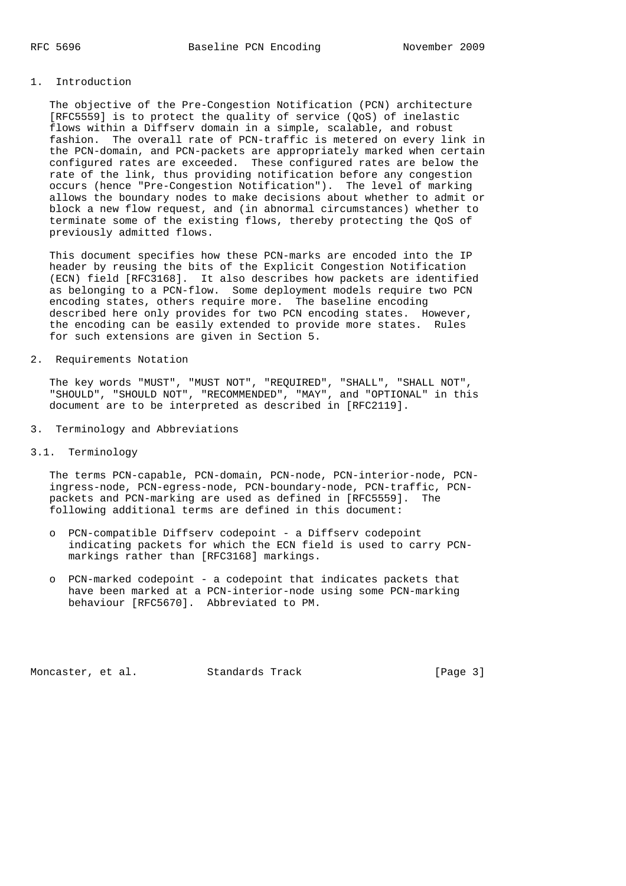# 1. Introduction

The objective of the Pre-Congestion Notification (PCN) architecture [RFC5559] is to protect the quality of service (QoS) of inelastic flows within a Diffserv domain in a simple, scalable, and robust fashion. The overall rate of PCN-traffic is metered on every link in the PCN-domain, and PCN-packets are appropriately marked when certain configured rates are exceeded. These configured rates are below the rate of the link, thus providing notification before any congestion occurs (hence "Pre-Congestion Notification"). The level of marking allows the boundary nodes to make decisions about whether to admit or block a new flow request, and (in abnormal circumstances) whether to terminate some of the existing flows, thereby protecting the QoS of previously admitted flows.

This document specifies how these PCN-marks are encoded into the IP header by reusing the bits of the Explicit Congestion Notification (ECN) field [RFC3168]. It also describes how packets are identified as belonging to a PCN-flow. Some deployment models require two PCN encoding states, others require more. The baseline encoding described here only provides for two PCN encoding states. However, the encoding can be easily extended to provide more states. Rules for such extensions are given in Section 5.

# 2. Requirements Notation

The key words "MUST", "MUST NOT", "REQUIRED", "SHALL", "SHALL NOT", "SHOULD", "SHOULD NOT", "RECOMMENDED", "MAY", and "OPTIONAL" in this document are to be interpreted as described in [RFC2119].

# 3. Terminology and Abbreviations

## 3.1. Terminology

The terms PCN-capable, PCN-domain, PCN-node, PCN-interior-node, PCN-ingress-node, PCN-egress-node, PCN-boundary-node, PCN-traffic, PCN-packets and PCN-marking are used as defined in [RFC5559]. The following additional terms are defined in this document:

- PCN-compatible Diffserv codepoint - a Diffserv codepoint indicating packets for which the ECN field is used to carry PCN-markings rather than [RFC3168] markings.

- PCN-marked codepoint - a codepoint that indicates packets that have been marked at a PCN-interior-node using some PCN-marking behaviour [RFC5670]. Abbreviated to PM.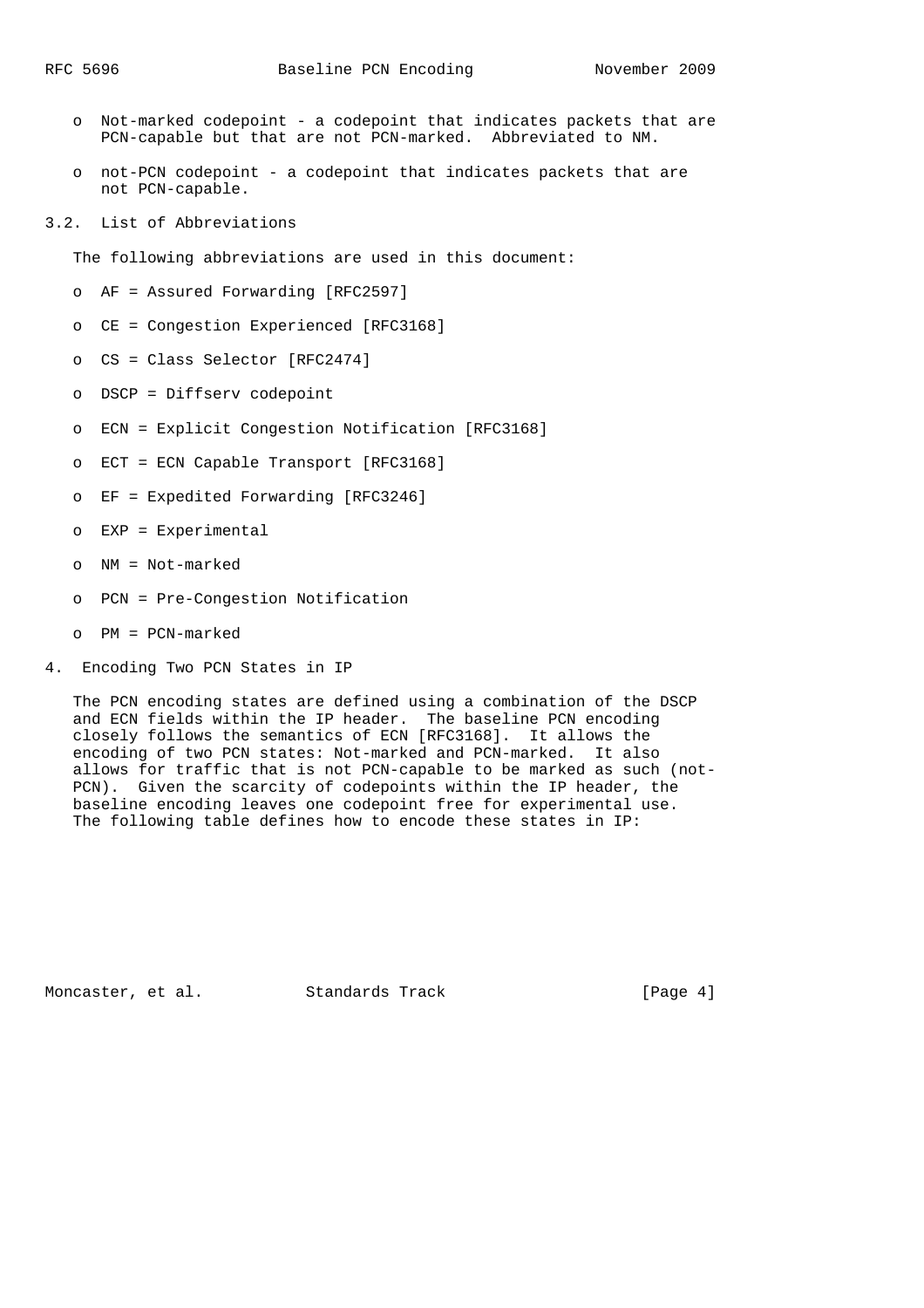- Not-marked codepoint - a codepoint that indicates packets that are PCN-capable but that are not PCN-marked. Abbreviated to NM.

- not-PCN codepoint - a codepoint that indicates packets that are not PCN-capable.

### 3.2. List of Abbreviations

The following abbreviations are used in this document:

- AF = Assured Forwarding [RFC2597]

- CE = Congestion Experienced [RFC3168]

- CS = Class Selector [RFC2474]

- DSCP = Diffserv codepoint

- ECN = Explicit Congestion Notification [RFC3168]

- ECT = ECN Capable Transport [RFC3168]

- EF = Expedited Forwarding [RFC3246]

- EXP = Experimental

- NM = Not-marked

- PCN = Pre-Congestion Notification

- PM = PCN-marked

## 4. Encoding Two PCN States in IP

The PCN encoding states are defined using a combination of the DSCP and ECN fields within the IP header. The baseline PCN encoding closely follows the semantics of ECN [RFC3168]. It allows the encoding of two PCN states: Not-marked and PCN-marked. It also allows for traffic that is not PCN-capable to be marked as such (not-PCN). Given the scarcity of codepoints within the IP header, the baseline encoding leaves one codepoint free for experimental use. The following table defines how to encode these states in IP: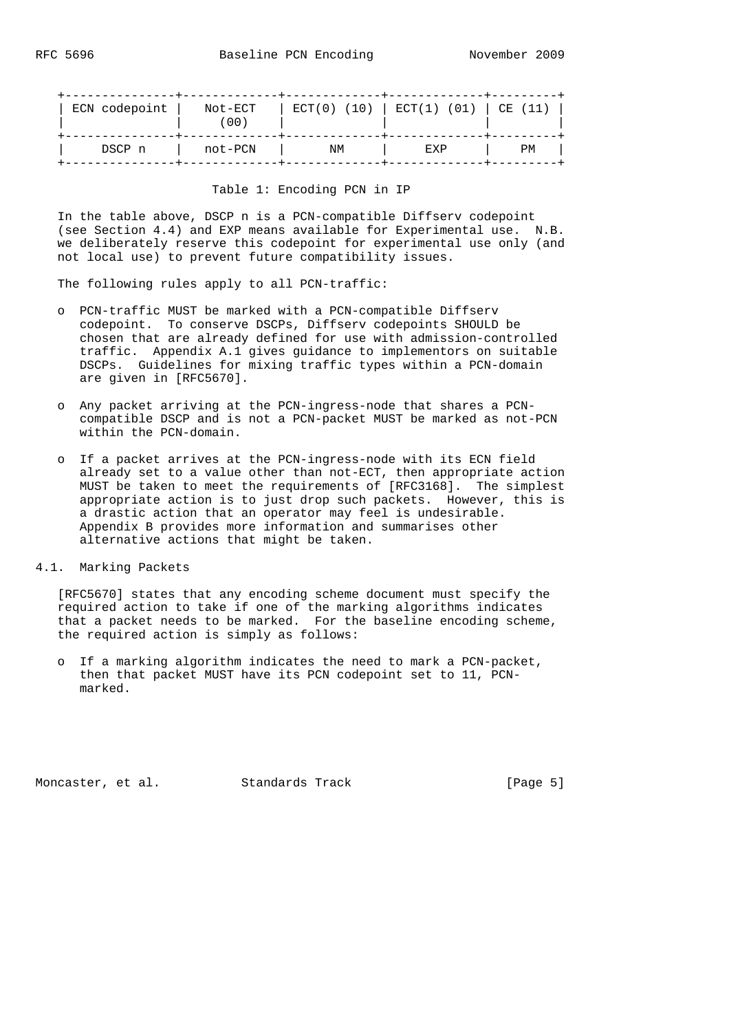| ECN codepoint | Not-ECT (00) | ECT(0) (10) | ECT(1) (01) | CE (11) |
|---|---|---|---|---|
| DSCP n | not-PCN | NM | EXP | PM |

Table 1: Encoding PCN in IP

In the table above, DSCP n is a PCN-compatible Diffserv codepoint (see Section 4.4) and EXP means available for Experimental use. N.B. we deliberately reserve this codepoint for experimental use only (and not local use) to prevent future compatibility issues.

The following rules apply to all PCN-traffic:

- PCN-traffic MUST be marked with a PCN-compatible Diffserv codepoint. To conserve DSCPs, Diffserv codepoints SHOULD be chosen that are already defined for use with admission-controlled traffic. Appendix A.1 gives guidance to implementors on suitable DSCPs. Guidelines for mixing traffic types within a PCN-domain are given in [RFC5670].

- Any packet arriving at the PCN-ingress-node that shares a PCN-compatible DSCP and is not a PCN-packet MUST be marked as not-PCN within the PCN-domain.

- If a packet arrives at the PCN-ingress-node with its ECN field already set to a value other than not-ECT, then appropriate action MUST be taken to meet the requirements of [RFC3168]. The simplest appropriate action is to just drop such packets. However, this is a drastic action that an operator may feel is undesirable. Appendix B provides more information and summarises other alternative actions that might be taken.

## 4.1. Marking Packets

[RFC5670] states that any encoding scheme document must specify the required action to take if one of the marking algorithms indicates that a packet needs to be marked. For the baseline encoding scheme, the required action is simply as follows:

- If a marking algorithm indicates the need to mark a PCN-packet, then that packet MUST have its PCN codepoint set to 11, PCN-marked.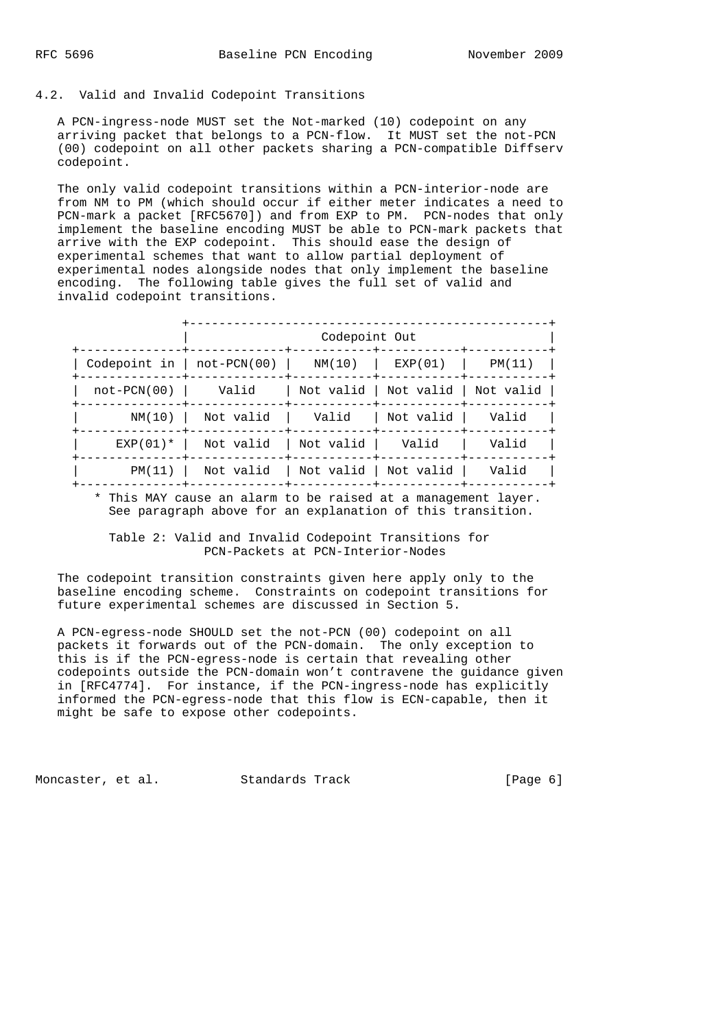## 4.2. Valid and Invalid Codepoint Transitions

A PCN-ingress-node MUST set the Not-marked (10) codepoint on any arriving packet that belongs to a PCN-flow. It MUST set the not-PCN (00) codepoint on all other packets sharing a PCN-compatible Diffserv codepoint.

The only valid codepoint transitions within a PCN-interior-node are from NM to PM (which should occur if either meter indicates a need to PCN-mark a packet [RFC5670]) and from EXP to PM. PCN-nodes that only implement the baseline encoding MUST be able to PCN-mark packets that arrive with the EXP codepoint. This should ease the design of experimental schemes that want to allow partial deployment of experimental nodes alongside nodes that only implement the baseline encoding. The following table gives the full set of valid and invalid codepoint transitions.

| | Codepoint Out | | | |
|---|---|---|---|---|
| Codepoint in | not-PCN(00) | NM(10) | EXP(01) | PM(11) |
| not-PCN(00) | Valid | Not valid | Not valid | Not valid |
| NM(10) | Not valid | Valid | Not valid | Valid |
| EXP(01)* | Not valid | Not valid | Valid | Valid |
| PM(11) | Not valid | Not valid | Not valid | Valid |

\* This MAY cause an alarm to be raised at a management layer. See paragraph above for an explanation of this transition.

Table 2: Valid and Invalid Codepoint Transitions for PCN-Packets at PCN-Interior-Nodes

The codepoint transition constraints given here apply only to the baseline encoding scheme. Constraints on codepoint transitions for future experimental schemes are discussed in Section 5.

A PCN-egress-node SHOULD set the not-PCN (00) codepoint on all packets it forwards out of the PCN-domain. The only exception to this is if the PCN-egress-node is certain that revealing other codepoints outside the PCN-domain won't contravene the guidance given in [RFC4774]. For instance, if the PCN-ingress-node has explicitly informed the PCN-egress-node that this flow is ECN-capable, then it might be safe to expose other codepoints.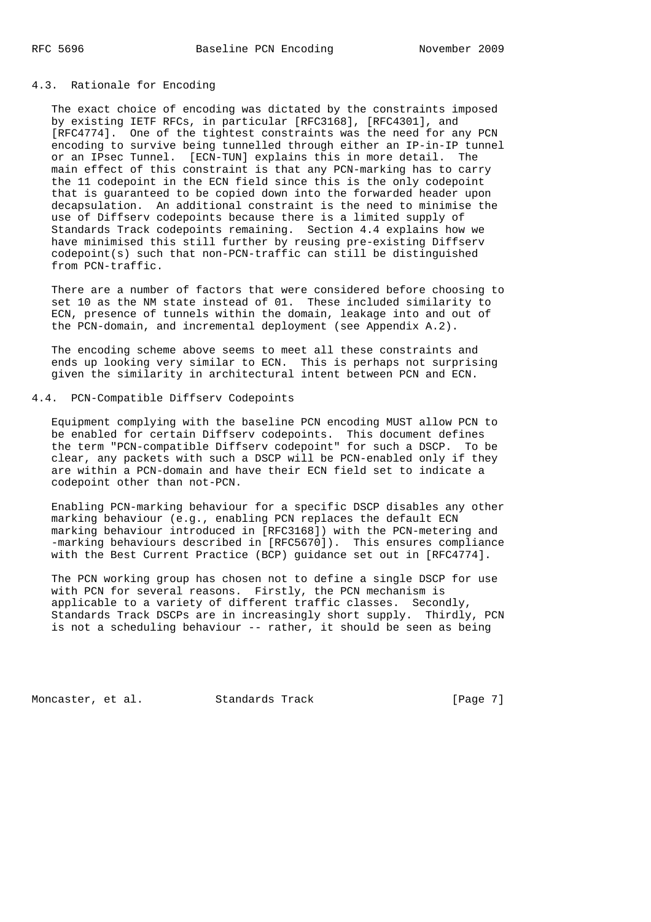### 4.3. Rationale for Encoding

The exact choice of encoding was dictated by the constraints imposed by existing IETF RFCs, in particular [RFC3168], [RFC4301], and [RFC4774]. One of the tightest constraints was the need for any PCN encoding to survive being tunnelled through either an IP-in-IP tunnel or an IPsec Tunnel. [ECN-TUN] explains this in more detail. The main effect of this constraint is that any PCN-marking has to carry the 11 codepoint in the ECN field since this is the only codepoint that is guaranteed to be copied down into the forwarded header upon decapsulation. An additional constraint is the need to minimise the use of Diffserv codepoints because there is a limited supply of Standards Track codepoints remaining. Section 4.4 explains how we have minimised this still further by reusing pre-existing Diffserv codepoint(s) such that non-PCN-traffic can still be distinguished from PCN-traffic.

There are a number of factors that were considered before choosing to set 10 as the NM state instead of 01. These included similarity to ECN, presence of tunnels within the domain, leakage into and out of the PCN-domain, and incremental deployment (see Appendix A.2).

The encoding scheme above seems to meet all these constraints and ends up looking very similar to ECN. This is perhaps not surprising given the similarity in architectural intent between PCN and ECN.

### 4.4. PCN-Compatible Diffserv Codepoints

Equipment complying with the baseline PCN encoding MUST allow PCN to be enabled for certain Diffserv codepoints. This document defines the term "PCN-compatible Diffserv codepoint" for such a DSCP. To be clear, any packets with such a DSCP will be PCN-enabled only if they are within a PCN-domain and have their ECN field set to indicate a codepoint other than not-PCN.

Enabling PCN-marking behaviour for a specific DSCP disables any other marking behaviour (e.g., enabling PCN replaces the default ECN marking behaviour introduced in [RFC3168]) with the PCN-metering and -marking behaviours described in [RFC5670]). This ensures compliance with the Best Current Practice (BCP) guidance set out in [RFC4774].

The PCN working group has chosen not to define a single DSCP for use with PCN for several reasons. Firstly, the PCN mechanism is applicable to a variety of different traffic classes. Secondly, Standards Track DSCPs are in increasingly short supply. Thirdly, PCN is not a scheduling behaviour -- rather, it should be seen as being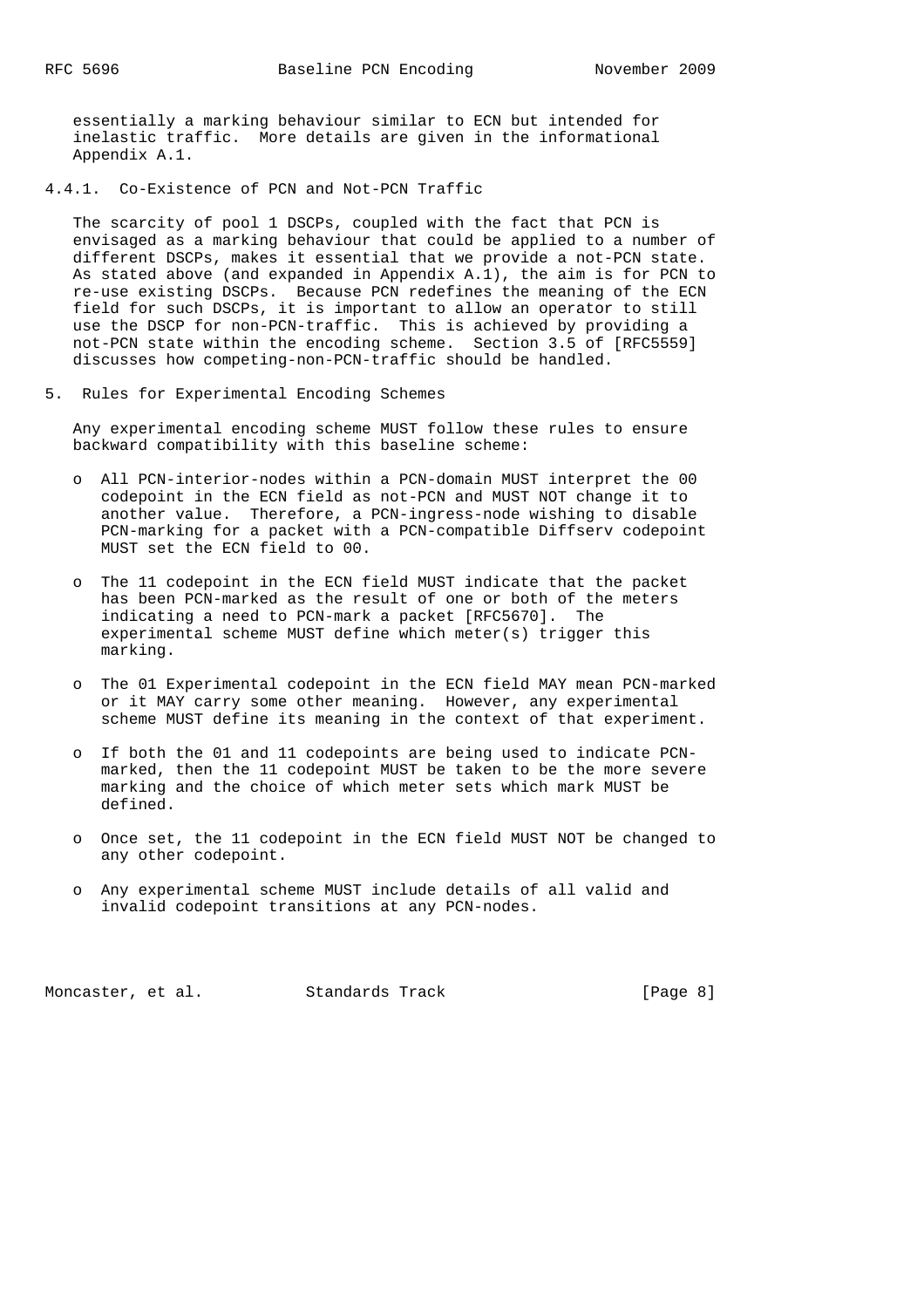essentially a marking behaviour similar to ECN but intended for inelastic traffic. More details are given in the informational Appendix A.1.

#### 4.4.1. Co-Existence of PCN and Not-PCN Traffic

The scarcity of pool 1 DSCPs, coupled with the fact that PCN is envisaged as a marking behaviour that could be applied to a number of different DSCPs, makes it essential that we provide a not-PCN state. As stated above (and expanded in Appendix A.1), the aim is for PCN to re-use existing DSCPs. Because PCN redefines the meaning of the ECN field for such DSCPs, it is important to allow an operator to still use the DSCP for non-PCN-traffic. This is achieved by providing a not-PCN state within the encoding scheme. Section 3.5 of [RFC5559] discusses how competing-non-PCN-traffic should be handled.

## 5. Rules for Experimental Encoding Schemes

Any experimental encoding scheme MUST follow these rules to ensure backward compatibility with this baseline scheme:

- All PCN-interior-nodes within a PCN-domain MUST interpret the 00 codepoint in the ECN field as not-PCN and MUST NOT change it to another value. Therefore, a PCN-ingress-node wishing to disable PCN-marking for a packet with a PCN-compatible Diffserv codepoint MUST set the ECN field to 00.

- The 11 codepoint in the ECN field MUST indicate that the packet has been PCN-marked as the result of one or both of the meters indicating a need to PCN-mark a packet [RFC5670]. The experimental scheme MUST define which meter(s) trigger this marking.

- The 01 Experimental codepoint in the ECN field MAY mean PCN-marked or it MAY carry some other meaning. However, any experimental scheme MUST define its meaning in the context of that experiment.

- If both the 01 and 11 codepoints are being used to indicate PCN-marked, then the 11 codepoint MUST be taken to be the more severe marking and the choice of which meter sets which mark MUST be defined.

- Once set, the 11 codepoint in the ECN field MUST NOT be changed to any other codepoint.

- Any experimental scheme MUST include details of all valid and invalid codepoint transitions at any PCN-nodes.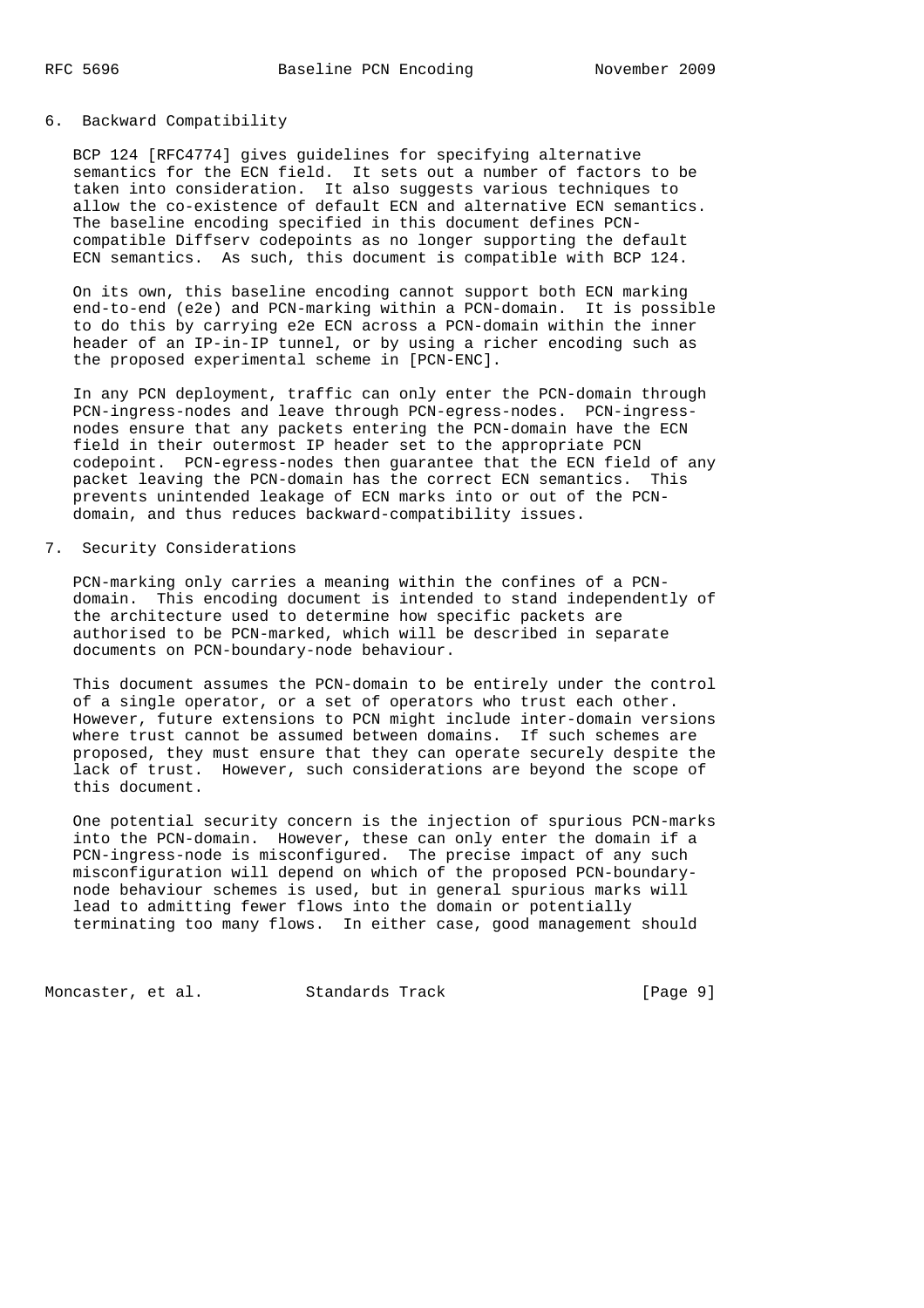## 6. Backward Compatibility

BCP 124 [RFC4774] gives guidelines for specifying alternative semantics for the ECN field. It sets out a number of factors to be taken into consideration. It also suggests various techniques to allow the co-existence of default ECN and alternative ECN semantics. The baseline encoding specified in this document defines PCN-compatible Diffserv codepoints as no longer supporting the default ECN semantics. As such, this document is compatible with BCP 124.

On its own, this baseline encoding cannot support both ECN marking end-to-end (e2e) and PCN-marking within a PCN-domain. It is possible to do this by carrying e2e ECN across a PCN-domain within the inner header of an IP-in-IP tunnel, or by using a richer encoding such as the proposed experimental scheme in [PCN-ENC].

In any PCN deployment, traffic can only enter the PCN-domain through PCN-ingress-nodes and leave through PCN-egress-nodes. PCN-ingress-nodes ensure that any packets entering the PCN-domain have the ECN field in their outermost IP header set to the appropriate PCN codepoint. PCN-egress-nodes then guarantee that the ECN field of any packet leaving the PCN-domain has the correct ECN semantics. This prevents unintended leakage of ECN marks into or out of the PCN-domain, and thus reduces backward-compatibility issues.

## 7. Security Considerations

PCN-marking only carries a meaning within the confines of a PCN-domain. This encoding document is intended to stand independently of the architecture used to determine how specific packets are authorised to be PCN-marked, which will be described in separate documents on PCN-boundary-node behaviour.

This document assumes the PCN-domain to be entirely under the control of a single operator, or a set of operators who trust each other. However, future extensions to PCN might include inter-domain versions where trust cannot be assumed between domains. If such schemes are proposed, they must ensure that they can operate securely despite the lack of trust. However, such considerations are beyond the scope of this document.

One potential security concern is the injection of spurious PCN-marks into the PCN-domain. However, these can only enter the domain if a PCN-ingress-node is misconfigured. The precise impact of any such misconfiguration will depend on which of the proposed PCN-boundary-node behaviour schemes is used, but in general spurious marks will lead to admitting fewer flows into the domain or potentially terminating too many flows. In either case, good management should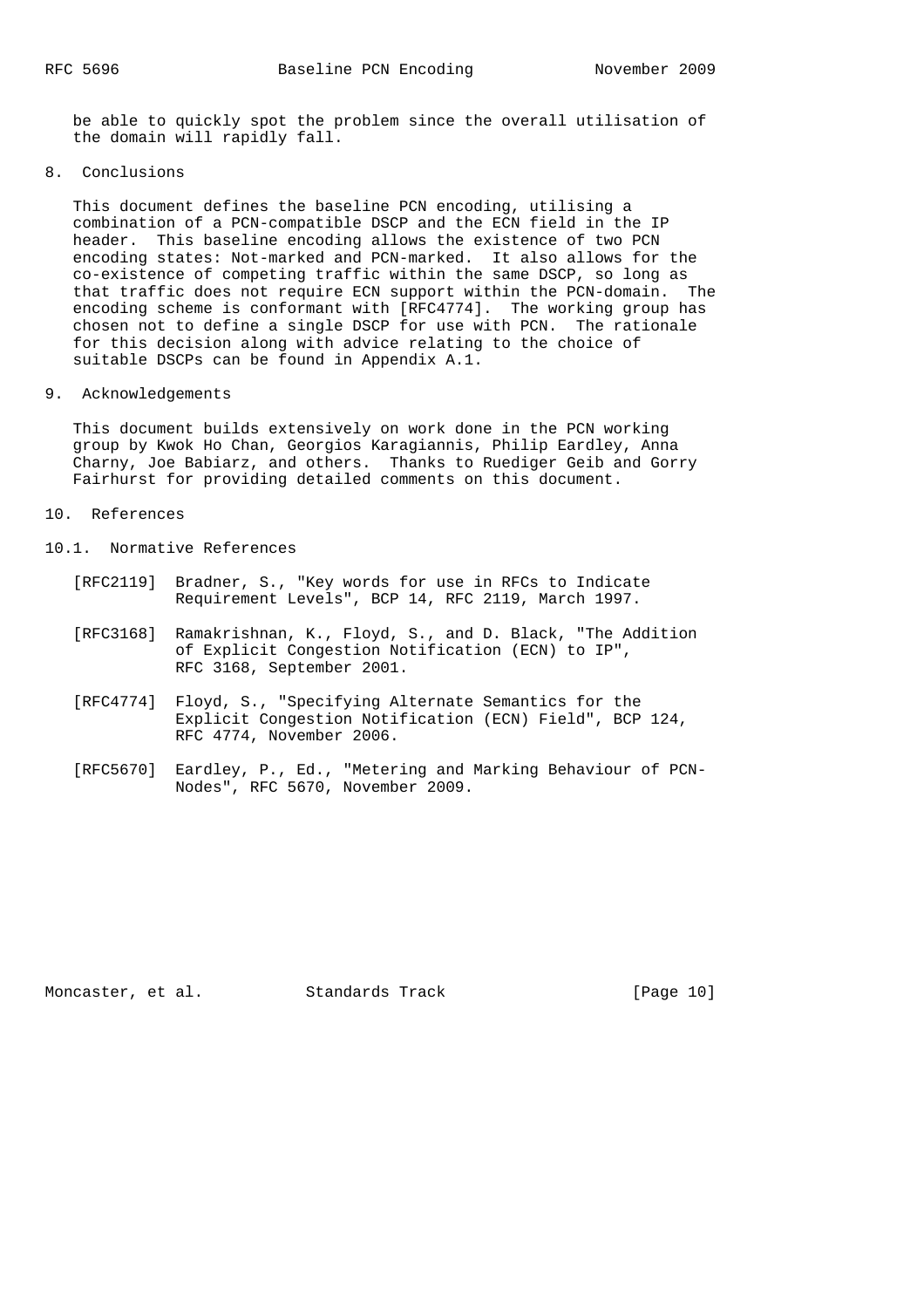be able to quickly spot the problem since the overall utilisation of the domain will rapidly fall.

## 8. Conclusions

This document defines the baseline PCN encoding, utilising a combination of a PCN-compatible DSCP and the ECN field in the IP header. This baseline encoding allows the existence of two PCN encoding states: Not-marked and PCN-marked. It also allows for the co-existence of competing traffic within the same DSCP, so long as that traffic does not require ECN support within the PCN-domain. The encoding scheme is conformant with [RFC4774]. The working group has chosen not to define a single DSCP for use with PCN. The rationale for this decision along with advice relating to the choice of suitable DSCPs can be found in Appendix A.1.

## 9. Acknowledgements

This document builds extensively on work done in the PCN working group by Kwok Ho Chan, Georgios Karagiannis, Philip Eardley, Anna Charny, Joe Babiarz, and others. Thanks to Ruediger Geib and Gorry Fairhurst for providing detailed comments on this document.

## 10. References

### 10.1. Normative References

[RFC2119] Bradner, S., "Key words for use in RFCs to Indicate Requirement Levels", BCP 14, RFC 2119, March 1997.

[RFC3168] Ramakrishnan, K., Floyd, S., and D. Black, "The Addition of Explicit Congestion Notification (ECN) to IP", RFC 3168, September 2001.

[RFC4774] Floyd, S., "Specifying Alternate Semantics for the Explicit Congestion Notification (ECN) Field", BCP 124, RFC 4774, November 2006.

[RFC5670] Eardley, P., Ed., "Metering and Marking Behaviour of PCN-Nodes", RFC 5670, November 2009.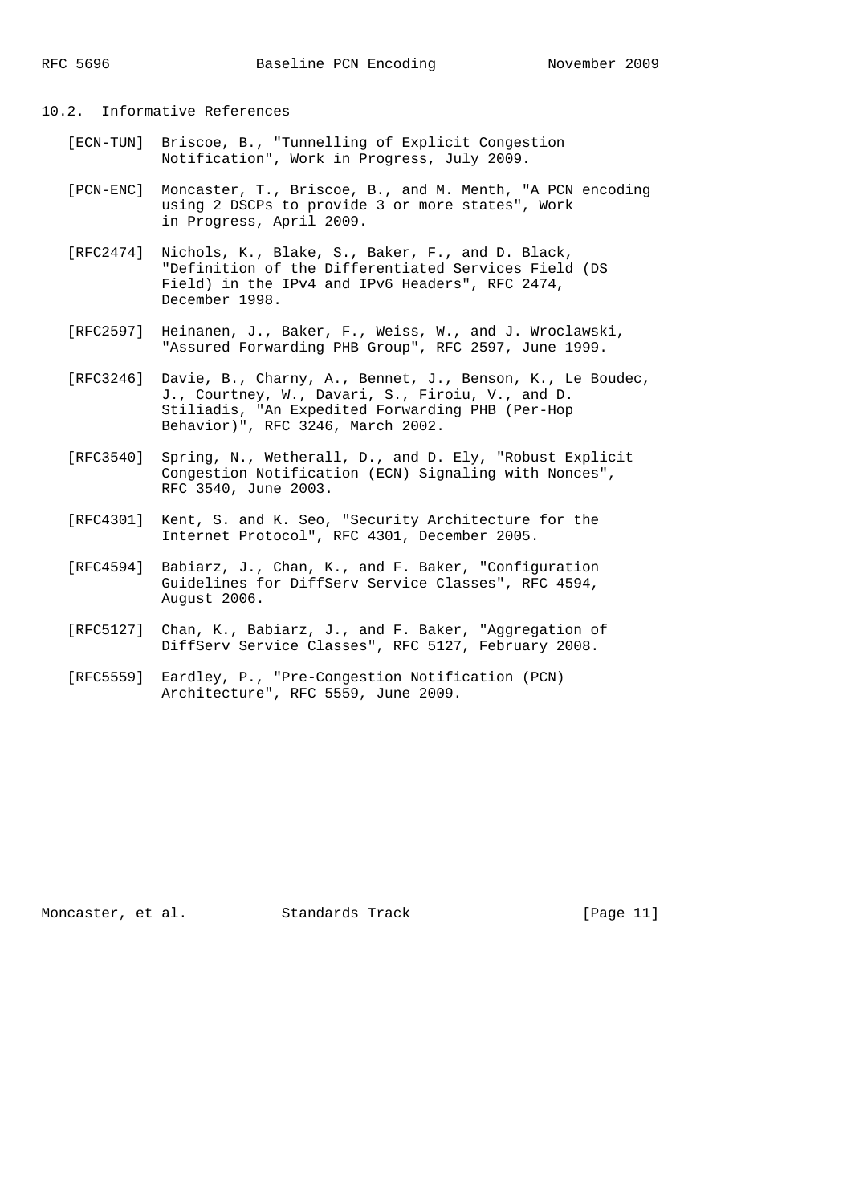### 10.2. Informative References

[ECN-TUN] Briscoe, B., "Tunnelling of Explicit Congestion Notification", Work in Progress, July 2009.

[PCN-ENC] Moncaster, T., Briscoe, B., and M. Menth, "A PCN encoding using 2 DSCPs to provide 3 or more states", Work in Progress, April 2009.

[RFC2474] Nichols, K., Blake, S., Baker, F., and D. Black, "Definition of the Differentiated Services Field (DS Field) in the IPv4 and IPv6 Headers", RFC 2474, December 1998.

[RFC2597] Heinanen, J., Baker, F., Weiss, W., and J. Wroclawski, "Assured Forwarding PHB Group", RFC 2597, June 1999.

[RFC3246] Davie, B., Charny, A., Bennet, J., Benson, K., Le Boudec, J., Courtney, W., Davari, S., Firoiu, V., and D. Stiliadis, "An Expedited Forwarding PHB (Per-Hop Behavior)", RFC 3246, March 2002.

[RFC3540] Spring, N., Wetherall, D., and D. Ely, "Robust Explicit Congestion Notification (ECN) Signaling with Nonces", RFC 3540, June 2003.

[RFC4301] Kent, S. and K. Seo, "Security Architecture for the Internet Protocol", RFC 4301, December 2005.

[RFC4594] Babiarz, J., Chan, K., and F. Baker, "Configuration Guidelines for DiffServ Service Classes", RFC 4594, August 2006.

[RFC5127] Chan, K., Babiarz, J., and F. Baker, "Aggregation of DiffServ Service Classes", RFC 5127, February 2008.

[RFC5559] Eardley, P., "Pre-Congestion Notification (PCN) Architecture", RFC 5559, June 2009.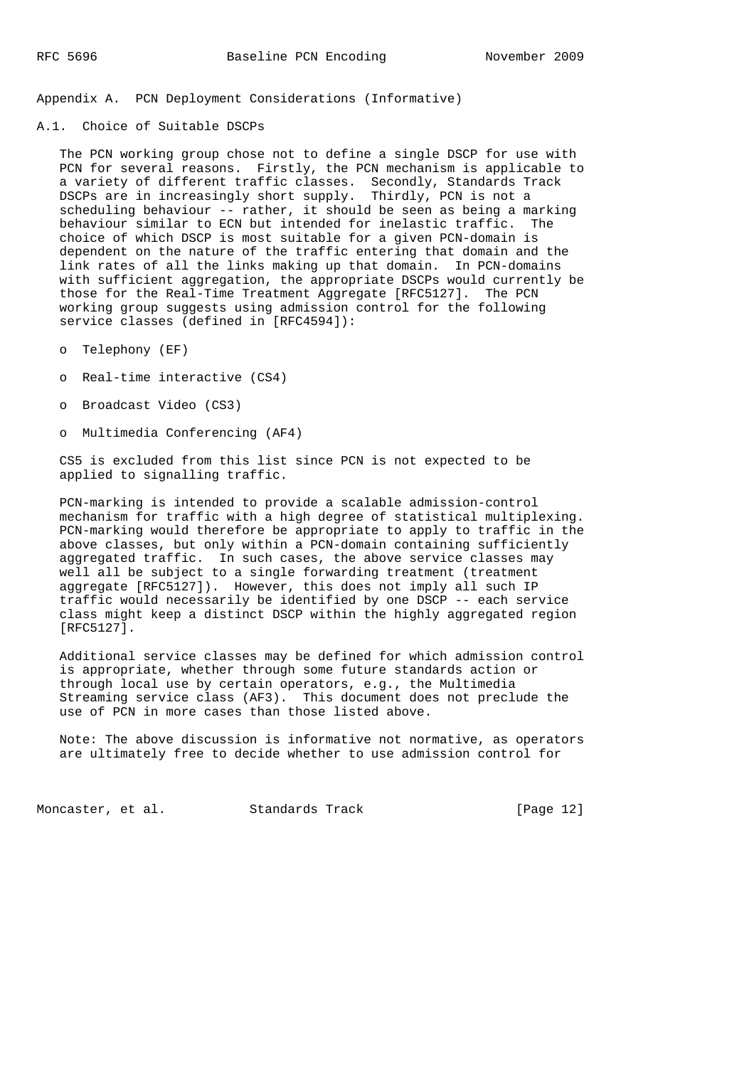## Appendix A. PCN Deployment Considerations (Informative)

### A.1. Choice of Suitable DSCPs

The PCN working group chose not to define a single DSCP for use with PCN for several reasons. Firstly, the PCN mechanism is applicable to a variety of different traffic classes. Secondly, Standards Track DSCPs are in increasingly short supply. Thirdly, PCN is not a scheduling behaviour -- rather, it should be seen as being a marking behaviour similar to ECN but intended for inelastic traffic. The choice of which DSCP is most suitable for a given PCN-domain is dependent on the nature of the traffic entering that domain and the link rates of all the links making up that domain. In PCN-domains with sufficient aggregation, the appropriate DSCPs would currently be those for the Real-Time Treatment Aggregate [RFC5127]. The PCN working group suggests using admission control for the following service classes (defined in [RFC4594]):

- Telephony (EF)
- Real-time interactive (CS4)
- Broadcast Video (CS3)
- Multimedia Conferencing (AF4)

CS5 is excluded from this list since PCN is not expected to be applied to signalling traffic.

PCN-marking is intended to provide a scalable admission-control mechanism for traffic with a high degree of statistical multiplexing. PCN-marking would therefore be appropriate to apply to traffic in the above classes, but only within a PCN-domain containing sufficiently aggregated traffic. In such cases, the above service classes may well all be subject to a single forwarding treatment (treatment aggregate [RFC5127]). However, this does not imply all such IP traffic would necessarily be identified by one DSCP -- each service class might keep a distinct DSCP within the highly aggregated region [RFC5127].

Additional service classes may be defined for which admission control is appropriate, whether through some future standards action or through local use by certain operators, e.g., the Multimedia Streaming service class (AF3). This document does not preclude the use of PCN in more cases than those listed above.

Note: The above discussion is informative not normative, as operators are ultimately free to decide whether to use admission control for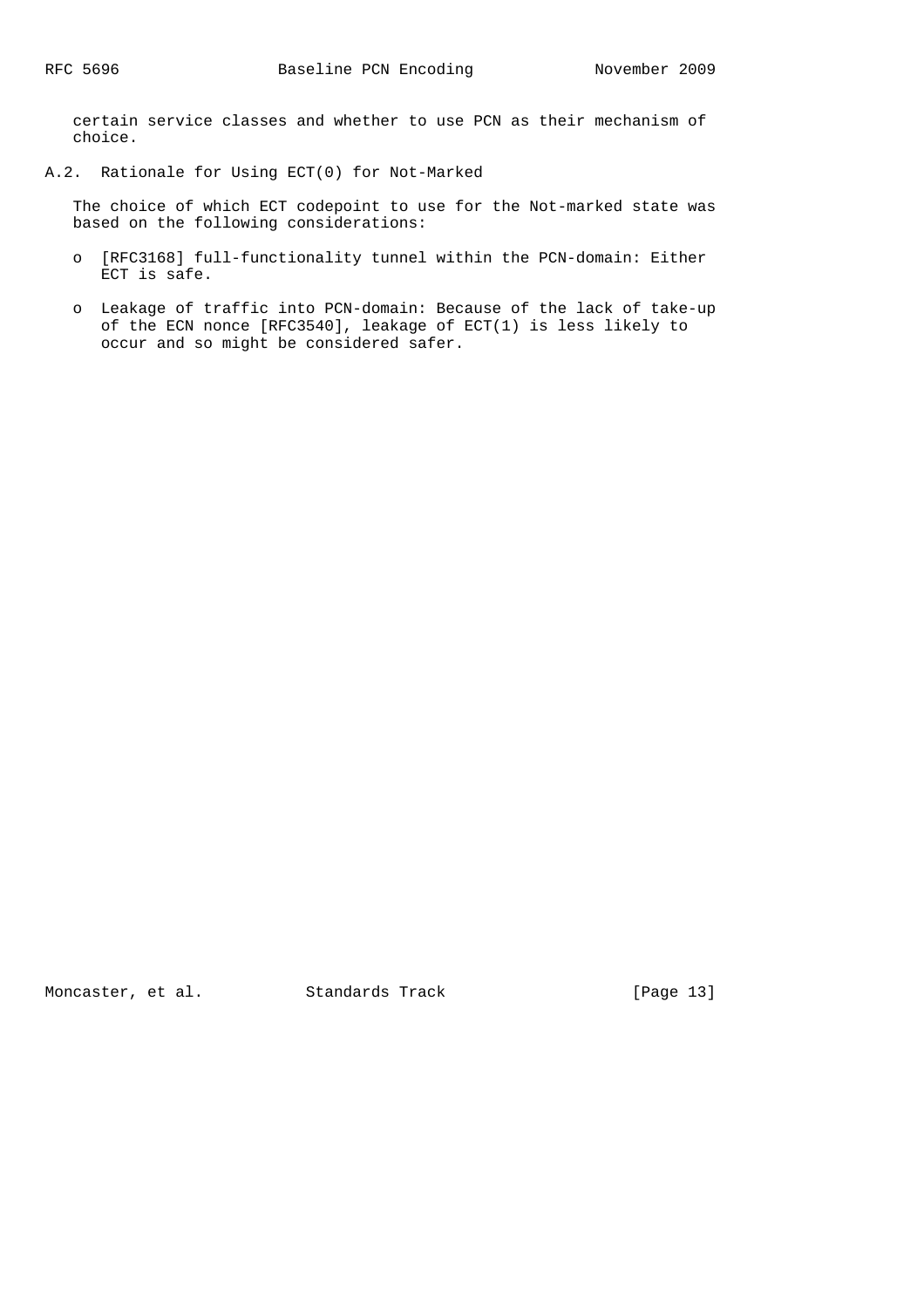certain service classes and whether to use PCN as their mechanism of choice.

### A.2. Rationale for Using ECT(0) for Not-Marked

The choice of which ECT codepoint to use for the Not-marked state was based on the following considerations:

- [RFC3168] full-functionality tunnel within the PCN-domain: Either ECT is safe.
- Leakage of traffic into PCN-domain: Because of the lack of take-up of the ECN nonce [RFC3540], leakage of ECT(1) is less likely to occur and so might be considered safer.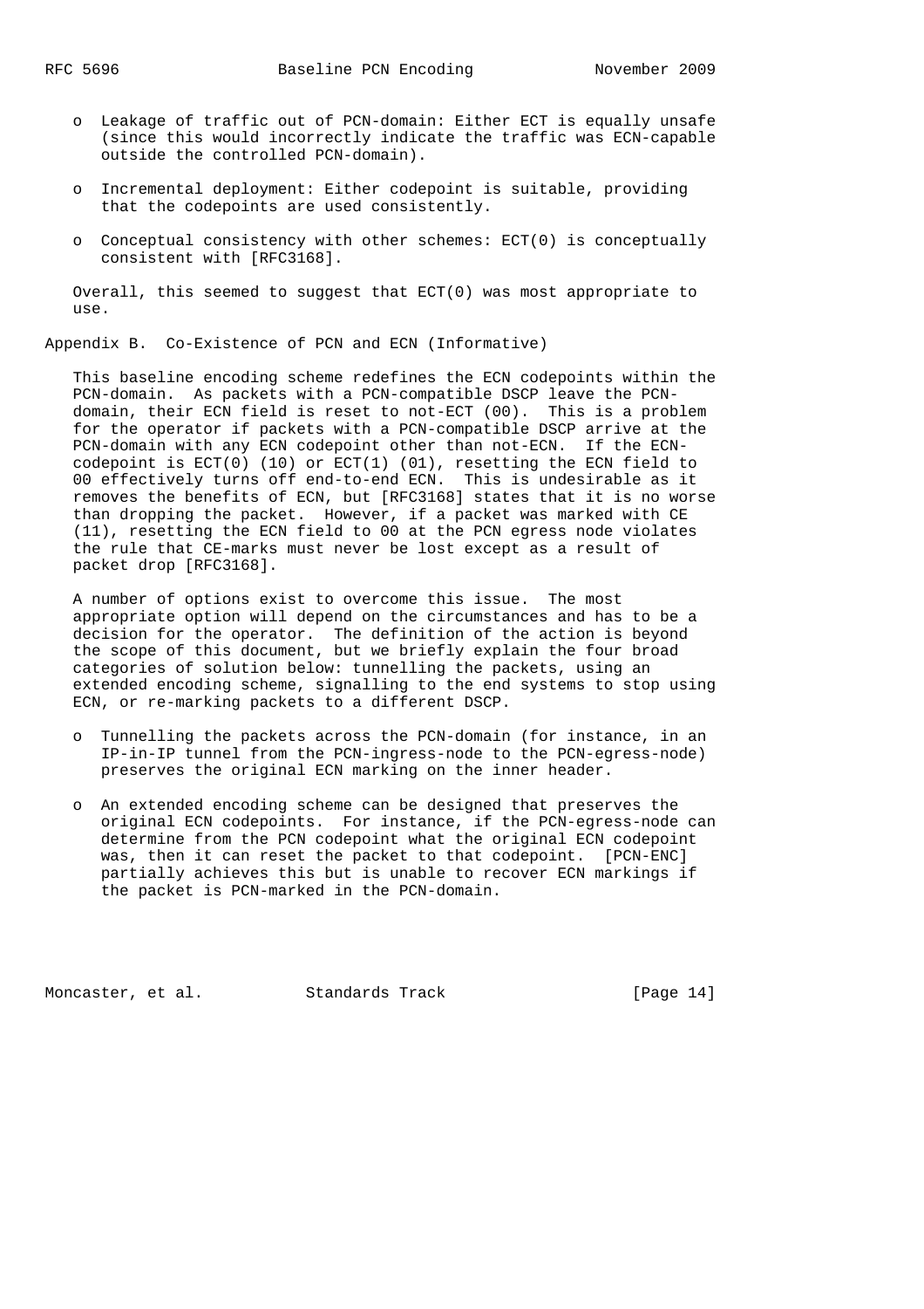- Leakage of traffic out of PCN-domain: Either ECT is equally unsafe (since this would incorrectly indicate the traffic was ECN-capable outside the controlled PCN-domain).

- Incremental deployment: Either codepoint is suitable, providing that the codepoints are used consistently.

- Conceptual consistency with other schemes: ECT(0) is conceptually consistent with [RFC3168].

Overall, this seemed to suggest that ECT(0) was most appropriate to use.

## Appendix B. Co-Existence of PCN and ECN (Informative)

This baseline encoding scheme redefines the ECN codepoints within the PCN-domain. As packets with a PCN-compatible DSCP leave the PCN-domain, their ECN field is reset to not-ECT (00). This is a problem for the operator if packets with a PCN-compatible DSCP arrive at the PCN-domain with any ECN codepoint other than not-ECN. If the ECN-codepoint is ECT(0) (10) or ECT(1) (01), resetting the ECN field to 00 effectively turns off end-to-end ECN. This is undesirable as it removes the benefits of ECN, but [RFC3168] states that it is no worse than dropping the packet. However, if a packet was marked with CE (11), resetting the ECN field to 00 at the PCN egress node violates the rule that CE-marks must never be lost except as a result of packet drop [RFC3168].

A number of options exist to overcome this issue. The most appropriate option will depend on the circumstances and has to be a decision for the operator. The definition of the action is beyond the scope of this document, but we briefly explain the four broad categories of solution below: tunnelling the packets, using an extended encoding scheme, signalling to the end systems to stop using ECN, or re-marking packets to a different DSCP.

- Tunnelling the packets across the PCN-domain (for instance, in an IP-in-IP tunnel from the PCN-ingress-node to the PCN-egress-node) preserves the original ECN marking on the inner header.

- An extended encoding scheme can be designed that preserves the original ECN codepoints. For instance, if the PCN-egress-node can determine from the PCN codepoint what the original ECN codepoint was, then it can reset the packet to that codepoint. [PCN-ENC] partially achieves this but is unable to recover ECN markings if the packet is PCN-marked in the PCN-domain.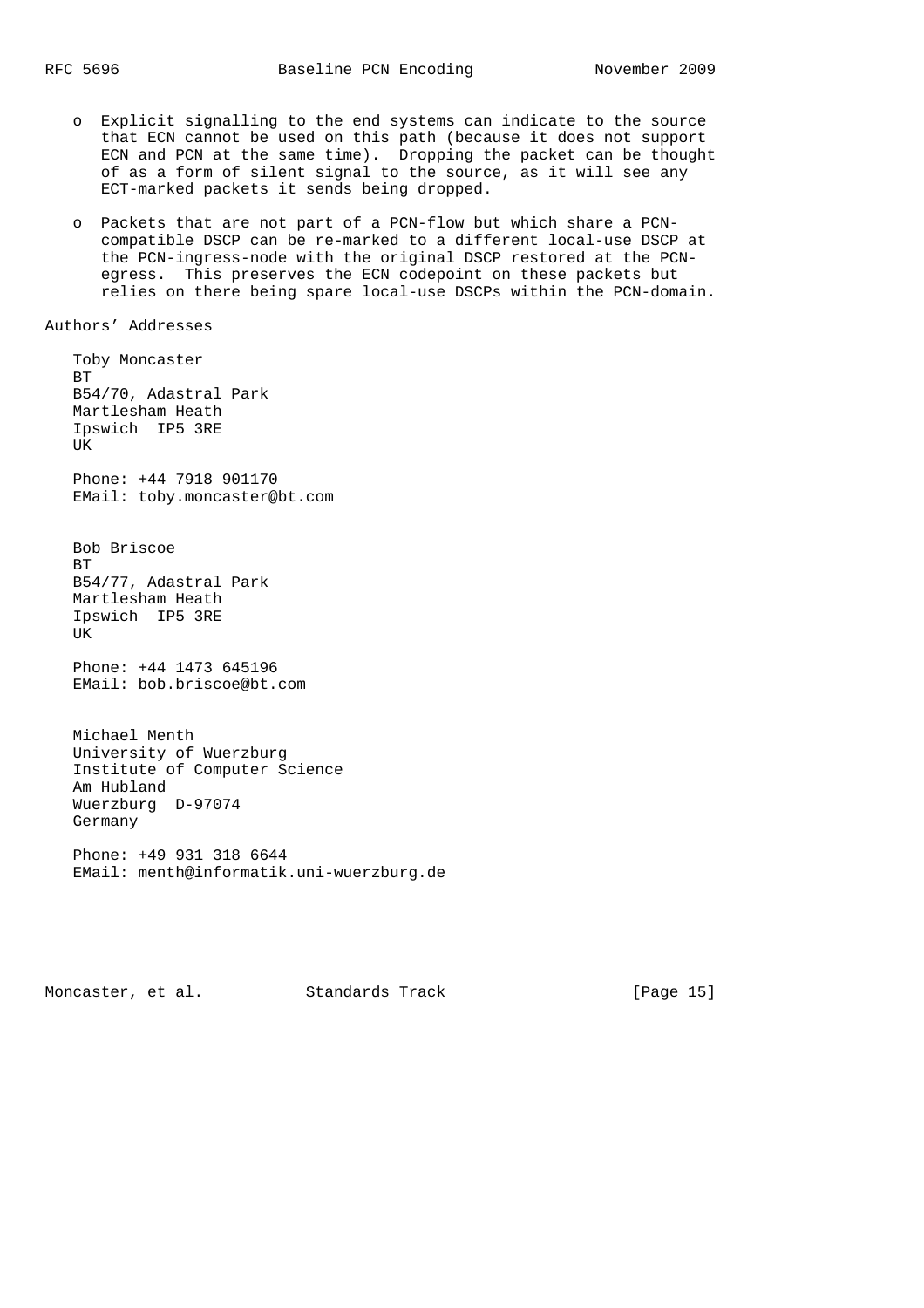- Explicit signalling to the end systems can indicate to the source that ECN cannot be used on this path (because it does not support ECN and PCN at the same time). Dropping the packet can be thought of as a form of silent signal to the source, as it will see any ECT-marked packets it sends being dropped.

- Packets that are not part of a PCN-flow but which share a PCN-compatible DSCP can be re-marked to a different local-use DSCP at the PCN-ingress-node with the original DSCP restored at the PCN-egress. This preserves the ECN codepoint on these packets but relies on there being spare local-use DSCPs within the PCN-domain.

## Authors' Addresses

Toby Moncaster
BT
B54/70, Adastral Park
Martlesham Heath
Ipswich IP5 3RE
UK

Phone: +44 7918 901170
EMail: toby.moncaster@bt.com

Bob Briscoe
BT
B54/77, Adastral Park
Martlesham Heath
Ipswich IP5 3RE
UK

Phone: +44 1473 645196
EMail: bob.briscoe@bt.com

Michael Menth
University of Wuerzburg
Institute of Computer Science
Am Hubland
Wuerzburg D-97074
Germany

Phone: +49 931 318 6644
EMail: menth@informatik.uni-wuerzburg.de